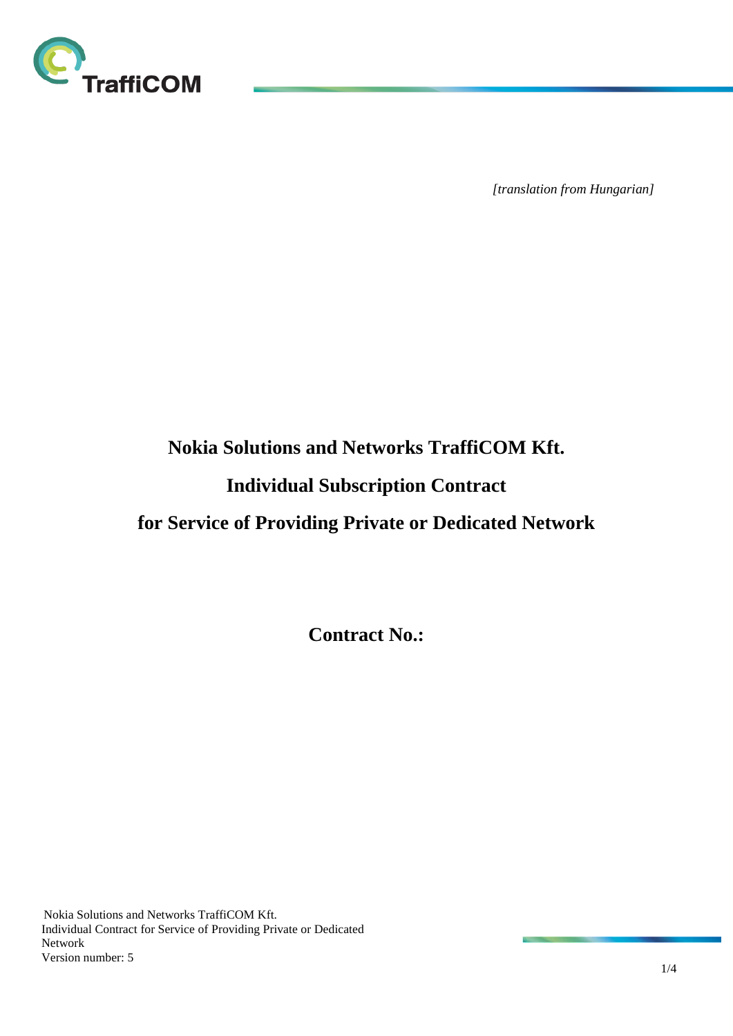*[translation from Hungarian]*

# Nokia Solutions and Networks TraffiCOM Kft.

# Individual Subscription Contract

# for Service of Providing Private or Dedicated Network

**Contract No.:**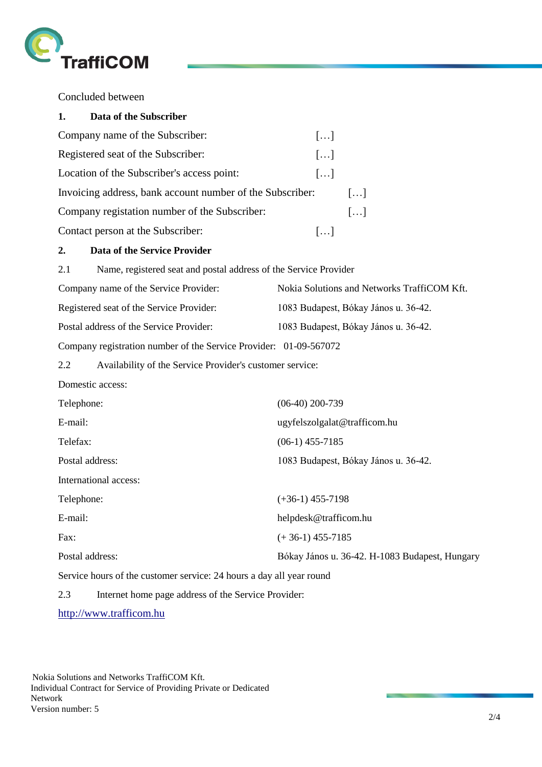Concluded between

**1. Data of the Subscriber**

Company name of the Subscriber: […]

Registered seat of the Subscriber: […]

Location of the Subscriber's access point: […]

Invoicing address, bank account number of the Subscriber: […]

Company registation number of the Subscriber: […]

Contact person at the Subscriber: […]

**2. Data of the Service Provider**

2.1 Name, registered seat and postal address of the Service Provider

Company name of the Service Provider: Nokia Solutions and Networks TraffiCOM Kft.

Registered seat of the Service Provider: 1083 Budapest, Bókay János u. 36-42.

Postal address of the Service Provider: 1083 Budapest, Bókay János u. 36-42.

Company registration number of the Service Provider: 01-09-567072

2.2 Availability of the Service Provider's customer service:

Domestic access:

Telephone: (06-40) 200-739

E-mail: ugyfelszolgalat@trafficom.hu

Telefax: (06-1) 455-7185

Postal address: 1083 Budapest, Bókay János u. 36-42.

International access:

Telephone: (+36-1) 455-7198

E-mail: helpdesk@trafficom.hu

Fax: (+ 36-1) 455-7185

Postal address: Bókay János u. 36-42. H-1083 Budapest, Hungary

Service hours of the customer service: 24 hours a day all year round

2.3 Internet home page address of the Service Provider:

http://www.trafficom.hu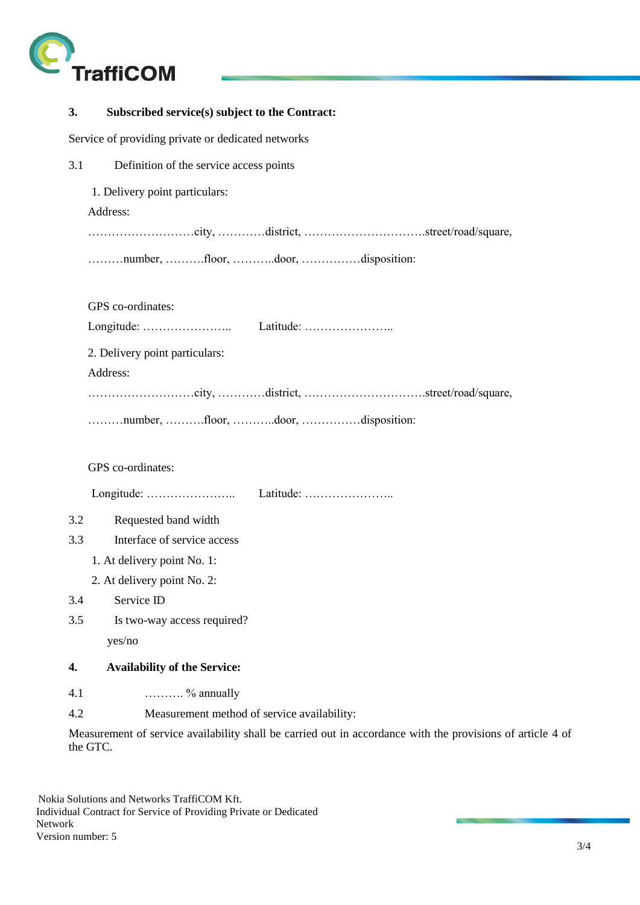### 3. Subscribed service(s) subject to the Contract:

Service of providing private or dedicated networks

3.1 Definition of the service access points

1. Delivery point particulars:

Address:

………………………city, …………district, …………………………street/road/square,

………number, ……….floor, ………..door, ……………disposition:

GPS co-ordinates:

Longitude: ………………….. Latitude: …………………..

2. Delivery point particulars:

Address:

………………………city, …………district, …………………………street/road/square,

………number, ……….floor, ………..door, ……………disposition:

GPS co-ordinates:

Longitude: ………………….. Latitude: …………………..

3.2 Requested band width

3.3 Interface of service access

1. At delivery point No. 1:
2. At delivery point No. 2:

3.4 Service ID

3.5 Is two-way access required?

yes/no

### 4. Availability of the Service:

4.1 ………. % annually

4.2 Measurement method of service availability:

Measurement of service availability shall be carried out in accordance with the provisions of article 4 of the GTC.

Nokia Solutions and Networks TraffiCOM Kft.
Individual Contract for Service of Providing Private or Dedicated Network
Version number: 5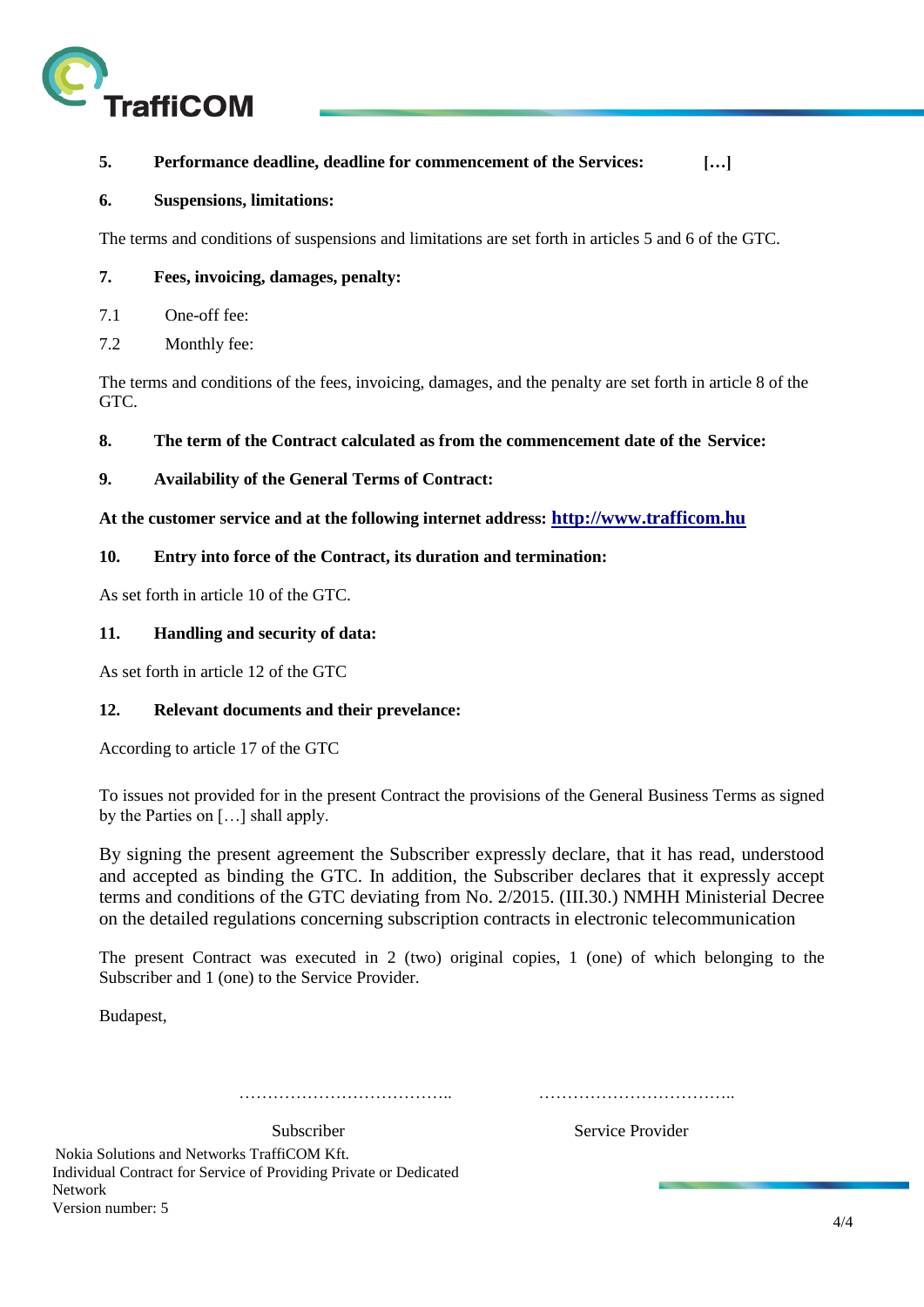**5. Performance deadline, deadline for commencement of the Services: […]**

**6. Suspensions, limitations:**

The terms and conditions of suspensions and limitations are set forth in articles 5 and 6 of the GTC.

**7. Fees, invoicing, damages, penalty:**

7.1 One-off fee:

7.2 Monthly fee:

The terms and conditions of the fees, invoicing, damages, and the penalty are set forth in article 8 of the GTC.

**8. The term of the Contract calculated as from the commencement date of the Service:**

**9. Availability of the General Terms of Contract:**

**At the customer service and at the following internet address: [http://www.trafficom.hu](http://www.trafficom.hu)**

**10. Entry into force of the Contract, its duration and termination:**

As set forth in article 10 of the GTC.

**11. Handling and security of data:**

As set forth in article 12 of the GTC

**12. Relevant documents and their prevelance:**

According to article 17 of the GTC

To issues not provided for in the present Contract the provisions of the General Business Terms as signed by the Parties on […] shall apply.

By signing the present agreement the Subscriber expressly declare, that it has read, understood and accepted as binding the GTC. In addition, the Subscriber declares that it expressly accept terms and conditions of the GTC deviating from No. 2/2015. (III.30.) NMHH Ministerial Decree on the detailed regulations concerning subscription contracts in electronic telecommunication

The present Contract was executed in 2 (two) original copies, 1 (one) of which belonging to the Subscriber and 1 (one) to the Service Provider.

Budapest,

| | |
|---|---|
| ……………………………….. | …………………………….. |
| Subscriber | Service Provider |

Nokia Solutions and Networks TraffiCOM Kft.
Individual Contract for Service of Providing Private or Dedicated Network
Version number: 5